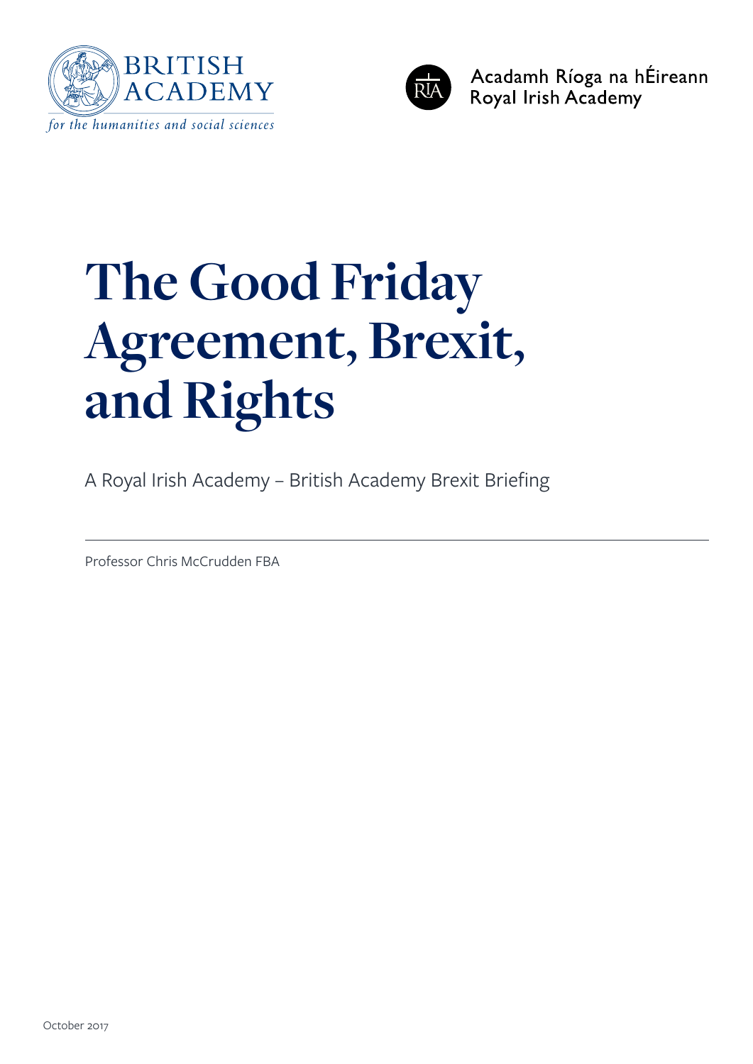BRITISH ACADEMY

*for the humanities and social sciences*

Acadamh Ríoga na hÉireann
Royal Irish Academy

# The Good Friday Agreement, Brexit, and Rights

A Royal Irish Academy – British Academy Brexit Briefing

---

Professor Chris McCrudden FBA

October 2017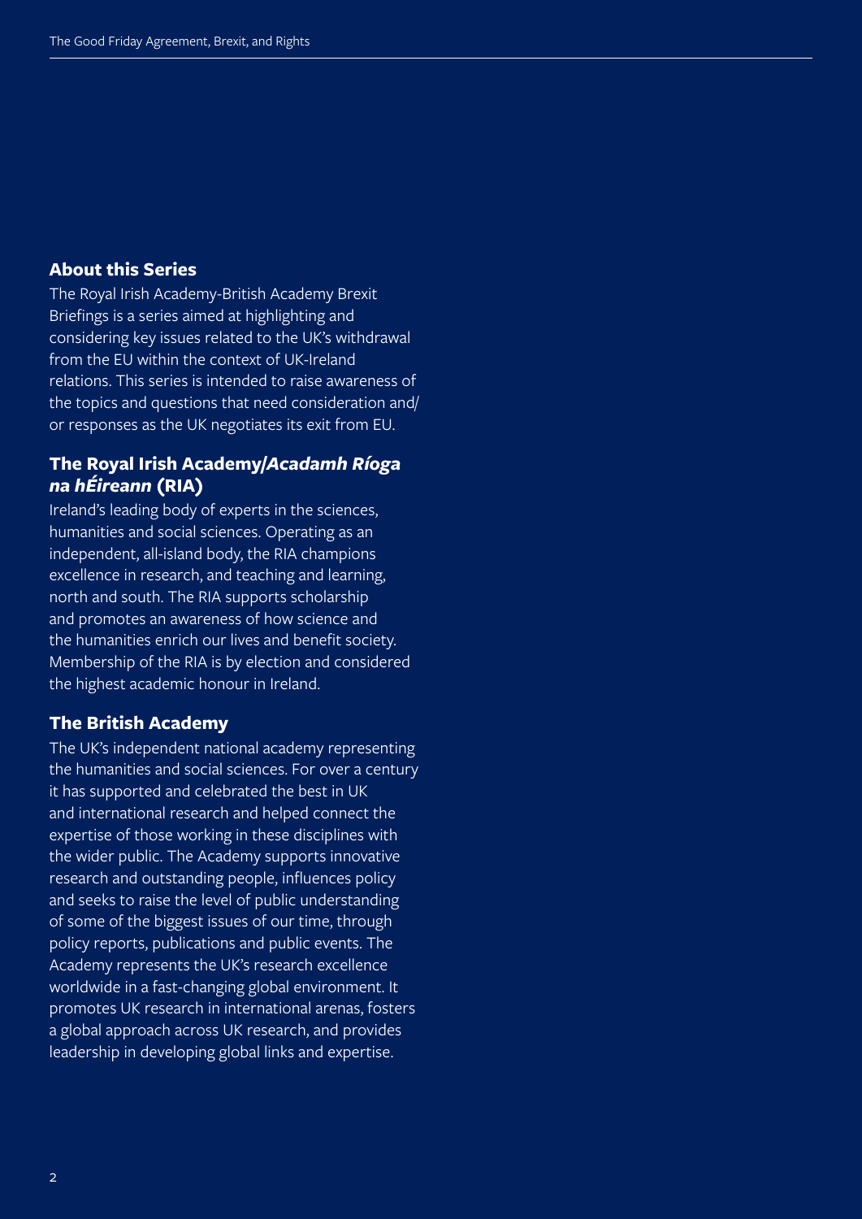## About this Series

The Royal Irish Academy-British Academy Brexit Briefings is a series aimed at highlighting and considering key issues related to the UK's withdrawal from the EU within the context of UK-Ireland relations. This series is intended to raise awareness of the topics and questions that need consideration and/or responses as the UK negotiates its exit from EU.

## The Royal Irish Academy/*Acadamh Ríoga na hÉireann* (RIA)

Ireland's leading body of experts in the sciences, humanities and social sciences. Operating as an independent, all-island body, the RIA champions excellence in research, and teaching and learning, north and south. The RIA supports scholarship and promotes an awareness of how science and the humanities enrich our lives and benefit society. Membership of the RIA is by election and considered the highest academic honour in Ireland.

## The British Academy

The UK's independent national academy representing the humanities and social sciences. For over a century it has supported and celebrated the best in UK and international research and helped connect the expertise of those working in these disciplines with the wider public. The Academy supports innovative research and outstanding people, influences policy and seeks to raise the level of public understanding of some of the biggest issues of our time, through policy reports, publications and public events. The Academy represents the UK's research excellence worldwide in a fast-changing global environment. It promotes UK research in international arenas, fosters a global approach across UK research, and provides leadership in developing global links and expertise.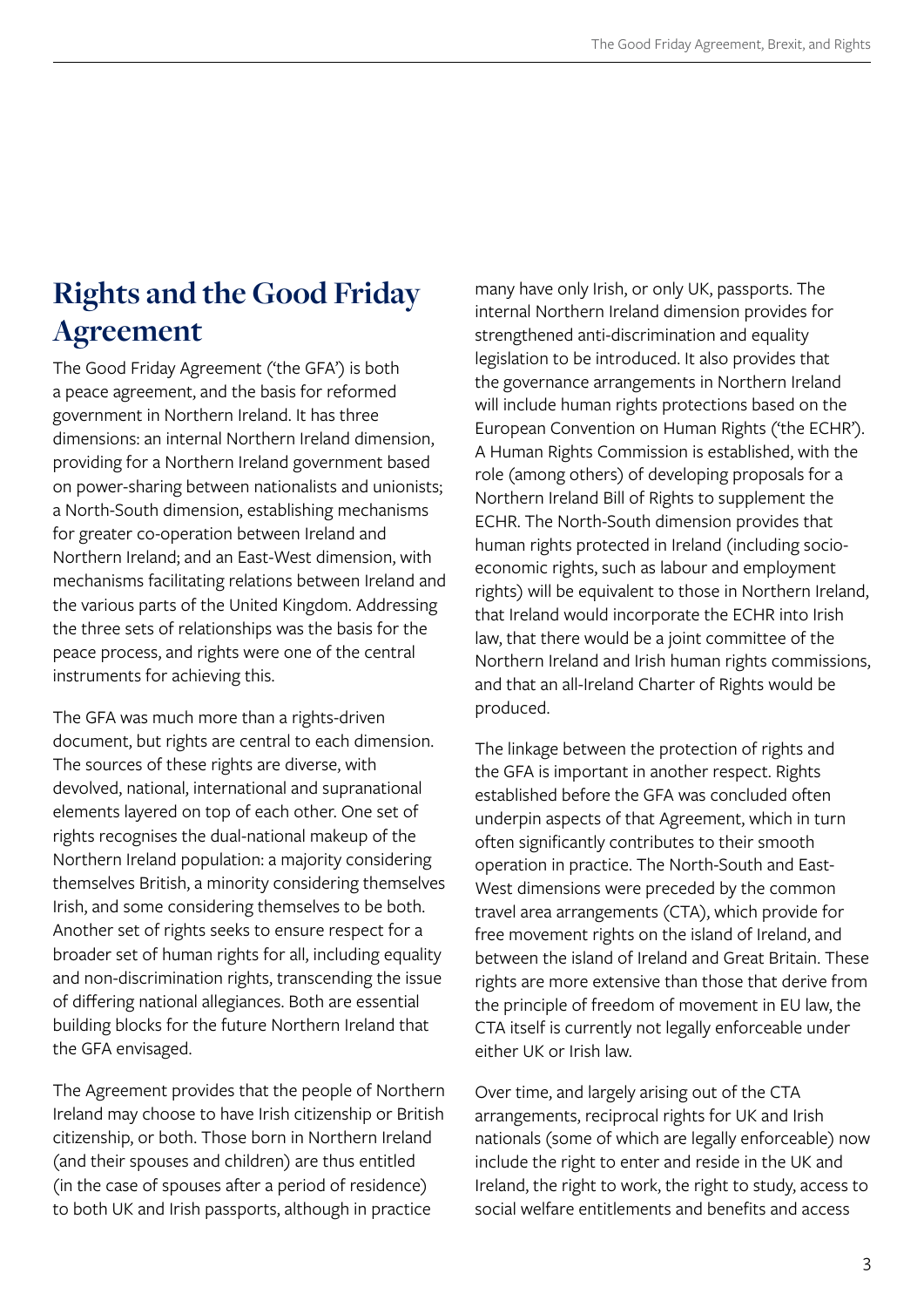# Rights and the Good Friday Agreement

The Good Friday Agreement ('the GFA') is both a peace agreement, and the basis for reformed government in Northern Ireland. It has three dimensions: an internal Northern Ireland dimension, providing for a Northern Ireland government based on power-sharing between nationalists and unionists; a North-South dimension, establishing mechanisms for greater co-operation between Ireland and Northern Ireland; and an East-West dimension, with mechanisms facilitating relations between Ireland and the various parts of the United Kingdom. Addressing the three sets of relationships was the basis for the peace process, and rights were one of the central instruments for achieving this.

The GFA was much more than a rights-driven document, but rights are central to each dimension. The sources of these rights are diverse, with devolved, national, international and supranational elements layered on top of each other. One set of rights recognises the dual-national makeup of the Northern Ireland population: a majority considering themselves British, a minority considering themselves Irish, and some considering themselves to be both. Another set of rights seeks to ensure respect for a broader set of human rights for all, including equality and non-discrimination rights, transcending the issue of differing national allegiances. Both are essential building blocks for the future Northern Ireland that the GFA envisaged.

The Agreement provides that the people of Northern Ireland may choose to have Irish citizenship or British citizenship, or both. Those born in Northern Ireland (and their spouses and children) are thus entitled (in the case of spouses after a period of residence) to both UK and Irish passports, although in practice many have only Irish, or only UK, passports. The internal Northern Ireland dimension provides for strengthened anti-discrimination and equality legislation to be introduced. It also provides that the governance arrangements in Northern Ireland will include human rights protections based on the European Convention on Human Rights ('the ECHR'). A Human Rights Commission is established, with the role (among others) of developing proposals for a Northern Ireland Bill of Rights to supplement the ECHR. The North-South dimension provides that human rights protected in Ireland (including socio-economic rights, such as labour and employment rights) will be equivalent to those in Northern Ireland, that Ireland would incorporate the ECHR into Irish law, that there would be a joint committee of the Northern Ireland and Irish human rights commissions, and that an all-Ireland Charter of Rights would be produced.

The linkage between the protection of rights and the GFA is important in another respect. Rights established before the GFA was concluded often underpin aspects of that Agreement, which in turn often significantly contributes to their smooth operation in practice. The North-South and East-West dimensions were preceded by the common travel area arrangements (CTA), which provide for free movement rights on the island of Ireland, and between the island of Ireland and Great Britain. These rights are more extensive than those that derive from the principle of freedom of movement in EU law, the CTA itself is currently not legally enforceable under either UK or Irish law.

Over time, and largely arising out of the CTA arrangements, reciprocal rights for UK and Irish nationals (some of which are legally enforceable) now include the right to enter and reside in the UK and Ireland, the right to work, the right to study, access to social welfare entitlements and benefits and access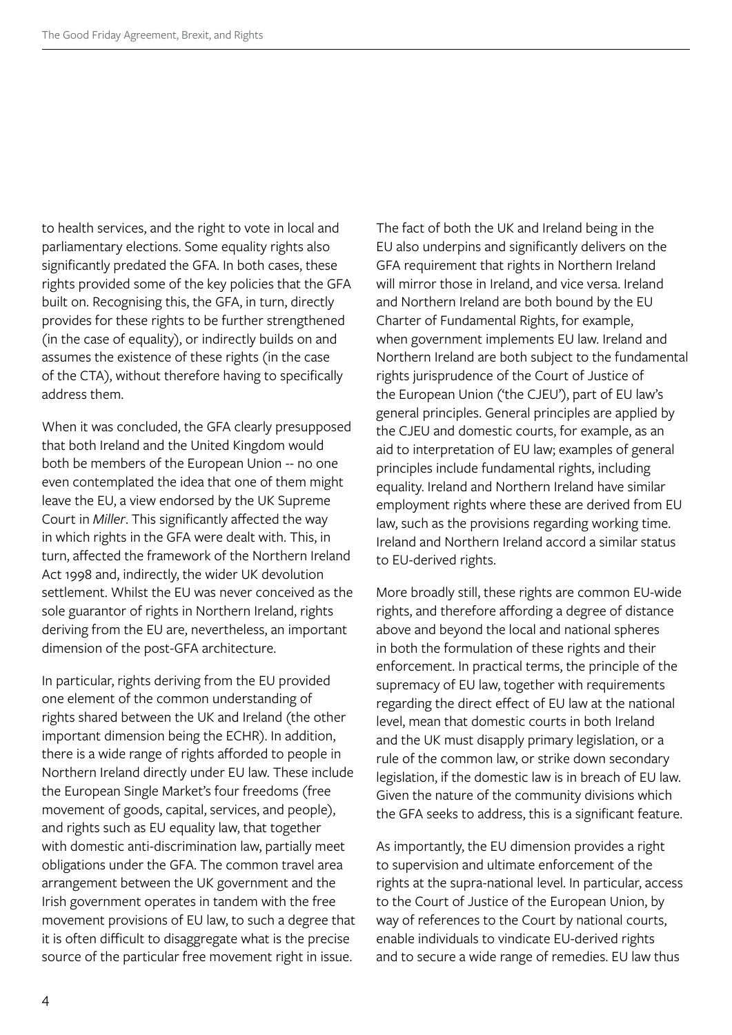to health services, and the right to vote in local and parliamentary elections. Some equality rights also significantly predated the GFA. In both cases, these rights provided some of the key policies that the GFA built on. Recognising this, the GFA, in turn, directly provides for these rights to be further strengthened (in the case of equality), or indirectly builds on and assumes the existence of these rights (in the case of the CTA), without therefore having to specifically address them.

When it was concluded, the GFA clearly presupposed that both Ireland and the United Kingdom would both be members of the European Union -- no one even contemplated the idea that one of them might leave the EU, a view endorsed by the UK Supreme Court in *Miller*. This significantly affected the way in which rights in the GFA were dealt with. This, in turn, affected the framework of the Northern Ireland Act 1998 and, indirectly, the wider UK devolution settlement. Whilst the EU was never conceived as the sole guarantor of rights in Northern Ireland, rights deriving from the EU are, nevertheless, an important dimension of the post-GFA architecture.

In particular, rights deriving from the EU provided one element of the common understanding of rights shared between the UK and Ireland (the other important dimension being the ECHR). In addition, there is a wide range of rights afforded to people in Northern Ireland directly under EU law. These include the European Single Market's four freedoms (free movement of goods, capital, services, and people), and rights such as EU equality law, that together with domestic anti-discrimination law, partially meet obligations under the GFA. The common travel area arrangement between the UK government and the Irish government operates in tandem with the free movement provisions of EU law, to such a degree that it is often difficult to disaggregate what is the precise source of the particular free movement right in issue.

The fact of both the UK and Ireland being in the EU also underpins and significantly delivers on the GFA requirement that rights in Northern Ireland will mirror those in Ireland, and vice versa. Ireland and Northern Ireland are both bound by the EU Charter of Fundamental Rights, for example, when government implements EU law. Ireland and Northern Ireland are both subject to the fundamental rights jurisprudence of the Court of Justice of the European Union ('the CJEU'), part of EU law's general principles. General principles are applied by the CJEU and domestic courts, for example, as an aid to interpretation of EU law; examples of general principles include fundamental rights, including equality. Ireland and Northern Ireland have similar employment rights where these are derived from EU law, such as the provisions regarding working time. Ireland and Northern Ireland accord a similar status to EU-derived rights.

More broadly still, these rights are common EU-wide rights, and therefore affording a degree of distance above and beyond the local and national spheres in both the formulation of these rights and their enforcement. In practical terms, the principle of the supremacy of EU law, together with requirements regarding the direct effect of EU law at the national level, mean that domestic courts in both Ireland and the UK must disapply primary legislation, or a rule of the common law, or strike down secondary legislation, if the domestic law is in breach of EU law. Given the nature of the community divisions which the GFA seeks to address, this is a significant feature.

As importantly, the EU dimension provides a right to supervision and ultimate enforcement of the rights at the supra-national level. In particular, access to the Court of Justice of the European Union, by way of references to the Court by national courts, enable individuals to vindicate EU-derived rights and to secure a wide range of remedies. EU law thus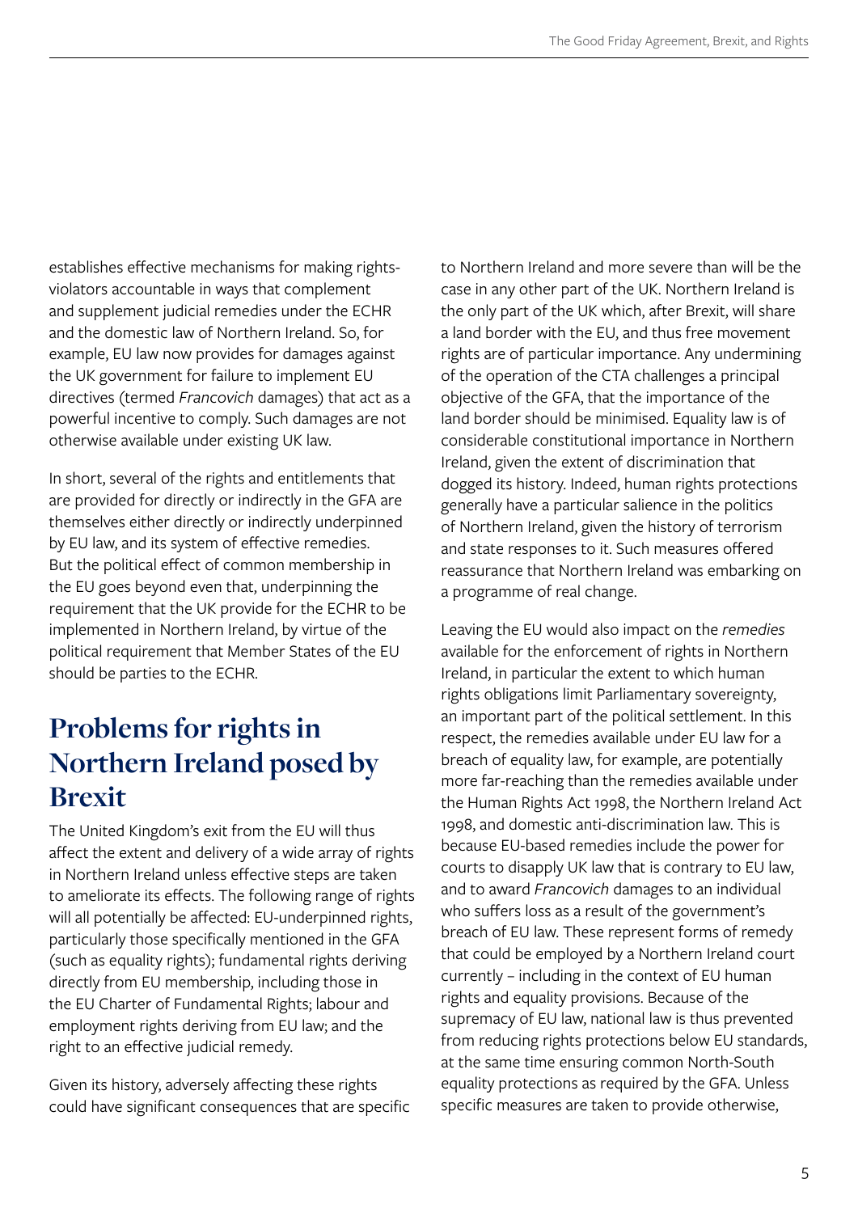establishes effective mechanisms for making rights-violators accountable in ways that complement and supplement judicial remedies under the ECHR and the domestic law of Northern Ireland. So, for example, EU law now provides for damages against the UK government for failure to implement EU directives (termed *Francovich* damages) that act as a powerful incentive to comply. Such damages are not otherwise available under existing UK law.

In short, several of the rights and entitlements that are provided for directly or indirectly in the GFA are themselves either directly or indirectly underpinned by EU law, and its system of effective remedies. But the political effect of common membership in the EU goes beyond even that, underpinning the requirement that the UK provide for the ECHR to be implemented in Northern Ireland, by virtue of the political requirement that Member States of the EU should be parties to the ECHR.

## Problems for rights in Northern Ireland posed by Brexit

The United Kingdom's exit from the EU will thus affect the extent and delivery of a wide array of rights in Northern Ireland unless effective steps are taken to ameliorate its effects. The following range of rights will all potentially be affected: EU-underpinned rights, particularly those specifically mentioned in the GFA (such as equality rights); fundamental rights deriving directly from EU membership, including those in the EU Charter of Fundamental Rights; labour and employment rights deriving from EU law; and the right to an effective judicial remedy.

Given its history, adversely affecting these rights could have significant consequences that are specific to Northern Ireland and more severe than will be the case in any other part of the UK. Northern Ireland is the only part of the UK which, after Brexit, will share a land border with the EU, and thus free movement rights are of particular importance. Any undermining of the operation of the CTA challenges a principal objective of the GFA, that the importance of the land border should be minimised. Equality law is of considerable constitutional importance in Northern Ireland, given the extent of discrimination that dogged its history. Indeed, human rights protections generally have a particular salience in the politics of Northern Ireland, given the history of terrorism and state responses to it. Such measures offered reassurance that Northern Ireland was embarking on a programme of real change.

Leaving the EU would also impact on the *remedies* available for the enforcement of rights in Northern Ireland, in particular the extent to which human rights obligations limit Parliamentary sovereignty, an important part of the political settlement. In this respect, the remedies available under EU law for a breach of equality law, for example, are potentially more far-reaching than the remedies available under the Human Rights Act 1998, the Northern Ireland Act 1998, and domestic anti-discrimination law. This is because EU-based remedies include the power for courts to disapply UK law that is contrary to EU law, and to award *Francovich* damages to an individual who suffers loss as a result of the government's breach of EU law. These represent forms of remedy that could be employed by a Northern Ireland court currently – including in the context of EU human rights and equality provisions. Because of the supremacy of EU law, national law is thus prevented from reducing rights protections below EU standards, at the same time ensuring common North-South equality protections as required by the GFA. Unless specific measures are taken to provide otherwise,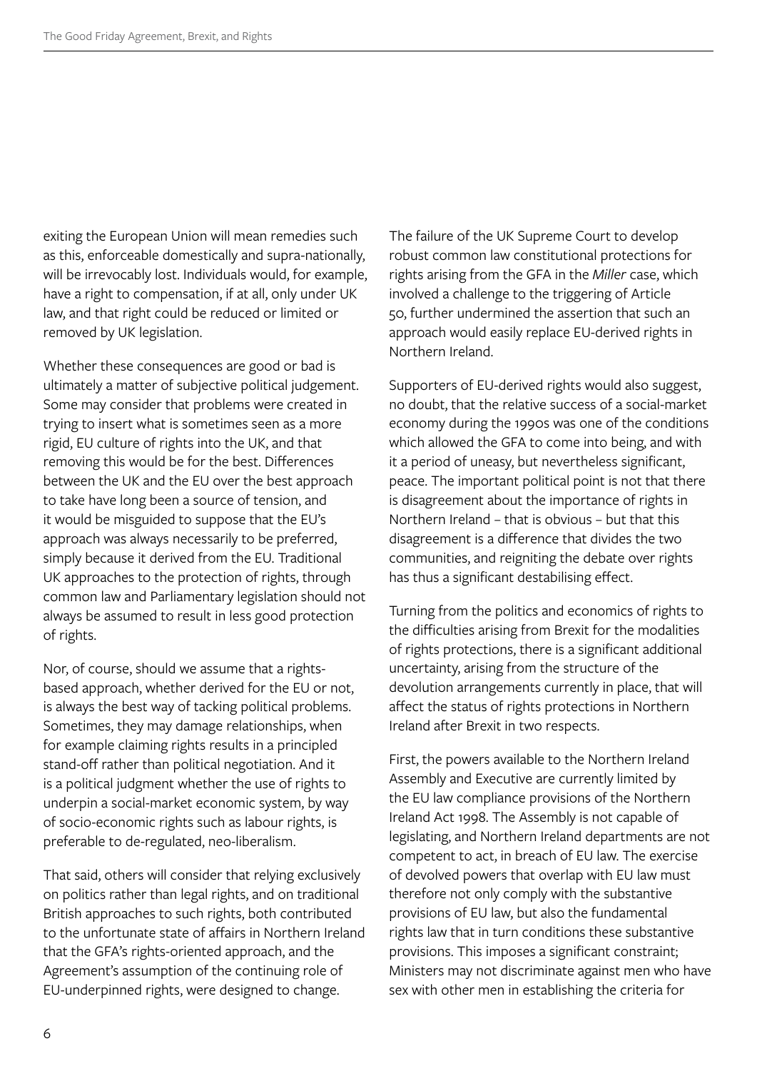exiting the European Union will mean remedies such as this, enforceable domestically and supra-nationally, will be irrevocably lost. Individuals would, for example, have a right to compensation, if at all, only under UK law, and that right could be reduced or limited or removed by UK legislation.

Whether these consequences are good or bad is ultimately a matter of subjective political judgement. Some may consider that problems were created in trying to insert what is sometimes seen as a more rigid, EU culture of rights into the UK, and that removing this would be for the best. Differences between the UK and the EU over the best approach to take have long been a source of tension, and it would be misguided to suppose that the EU's approach was always necessarily to be preferred, simply because it derived from the EU. Traditional UK approaches to the protection of rights, through common law and Parliamentary legislation should not always be assumed to result in less good protection of rights.

Nor, of course, should we assume that a rights-based approach, whether derived for the EU or not, is always the best way of tacking political problems. Sometimes, they may damage relationships, when for example claiming rights results in a principled stand-off rather than political negotiation. And it is a political judgment whether the use of rights to underpin a social-market economic system, by way of socio-economic rights such as labour rights, is preferable to de-regulated, neo-liberalism.

That said, others will consider that relying exclusively on politics rather than legal rights, and on traditional British approaches to such rights, both contributed to the unfortunate state of affairs in Northern Ireland that the GFA's rights-oriented approach, and the Agreement's assumption of the continuing role of EU-underpinned rights, were designed to change.

The failure of the UK Supreme Court to develop robust common law constitutional protections for rights arising from the GFA in the *Miller* case, which involved a challenge to the triggering of Article 50, further undermined the assertion that such an approach would easily replace EU-derived rights in Northern Ireland.

Supporters of EU-derived rights would also suggest, no doubt, that the relative success of a social-market economy during the 1990s was one of the conditions which allowed the GFA to come into being, and with it a period of uneasy, but nevertheless significant, peace. The important political point is not that there is disagreement about the importance of rights in Northern Ireland – that is obvious – but that this disagreement is a difference that divides the two communities, and reigniting the debate over rights has thus a significant destabilising effect.

Turning from the politics and economics of rights to the difficulties arising from Brexit for the modalities of rights protections, there is a significant additional uncertainty, arising from the structure of the devolution arrangements currently in place, that will affect the status of rights protections in Northern Ireland after Brexit in two respects.

First, the powers available to the Northern Ireland Assembly and Executive are currently limited by the EU law compliance provisions of the Northern Ireland Act 1998. The Assembly is not capable of legislating, and Northern Ireland departments are not competent to act, in breach of EU law. The exercise of devolved powers that overlap with EU law must therefore not only comply with the substantive provisions of EU law, but also the fundamental rights law that in turn conditions these substantive provisions. This imposes a significant constraint; Ministers may not discriminate against men who have sex with other men in establishing the criteria for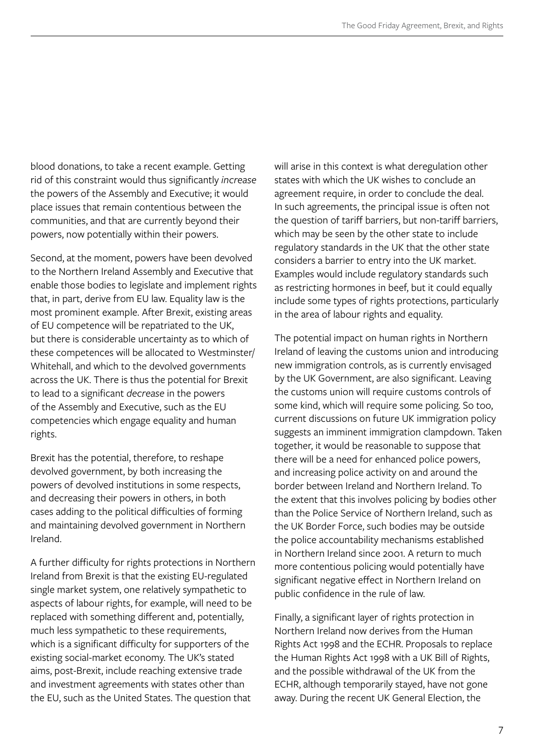blood donations, to take a recent example. Getting rid of this constraint would thus significantly *increase* the powers of the Assembly and Executive; it would place issues that remain contentious between the communities, and that are currently beyond their powers, now potentially within their powers.

Second, at the moment, powers have been devolved to the Northern Ireland Assembly and Executive that enable those bodies to legislate and implement rights that, in part, derive from EU law. Equality law is the most prominent example. After Brexit, existing areas of EU competence will be repatriated to the UK, but there is considerable uncertainty as to which of these competences will be allocated to Westminster/Whitehall, and which to the devolved governments across the UK. There is thus the potential for Brexit to lead to a significant *decrease* in the powers of the Assembly and Executive, such as the EU competencies which engage equality and human rights.

Brexit has the potential, therefore, to reshape devolved government, by both increasing the powers of devolved institutions in some respects, and decreasing their powers in others, in both cases adding to the political difficulties of forming and maintaining devolved government in Northern Ireland.

A further difficulty for rights protections in Northern Ireland from Brexit is that the existing EU-regulated single market system, one relatively sympathetic to aspects of labour rights, for example, will need to be replaced with something different and, potentially, much less sympathetic to these requirements, which is a significant difficulty for supporters of the existing social-market economy. The UK's stated aims, post-Brexit, include reaching extensive trade and investment agreements with states other than the EU, such as the United States. The question that will arise in this context is what deregulation other states with which the UK wishes to conclude an agreement require, in order to conclude the deal. In such agreements, the principal issue is often not the question of tariff barriers, but non-tariff barriers, which may be seen by the other state to include regulatory standards in the UK that the other state considers a barrier to entry into the UK market. Examples would include regulatory standards such as restricting hormones in beef, but it could equally include some types of rights protections, particularly in the area of labour rights and equality.

The potential impact on human rights in Northern Ireland of leaving the customs union and introducing new immigration controls, as is currently envisaged by the UK Government, are also significant. Leaving the customs union will require customs controls of some kind, which will require some policing. So too, current discussions on future UK immigration policy suggests an imminent immigration clampdown. Taken together, it would be reasonable to suppose that there will be a need for enhanced police powers, and increasing police activity on and around the border between Ireland and Northern Ireland. To the extent that this involves policing by bodies other than the Police Service of Northern Ireland, such as the UK Border Force, such bodies may be outside the police accountability mechanisms established in Northern Ireland since 2001. A return to much more contentious policing would potentially have significant negative effect in Northern Ireland on public confidence in the rule of law.

Finally, a significant layer of rights protection in Northern Ireland now derives from the Human Rights Act 1998 and the ECHR. Proposals to replace the Human Rights Act 1998 with a UK Bill of Rights, and the possible withdrawal of the UK from the ECHR, although temporarily stayed, have not gone away. During the recent UK General Election, the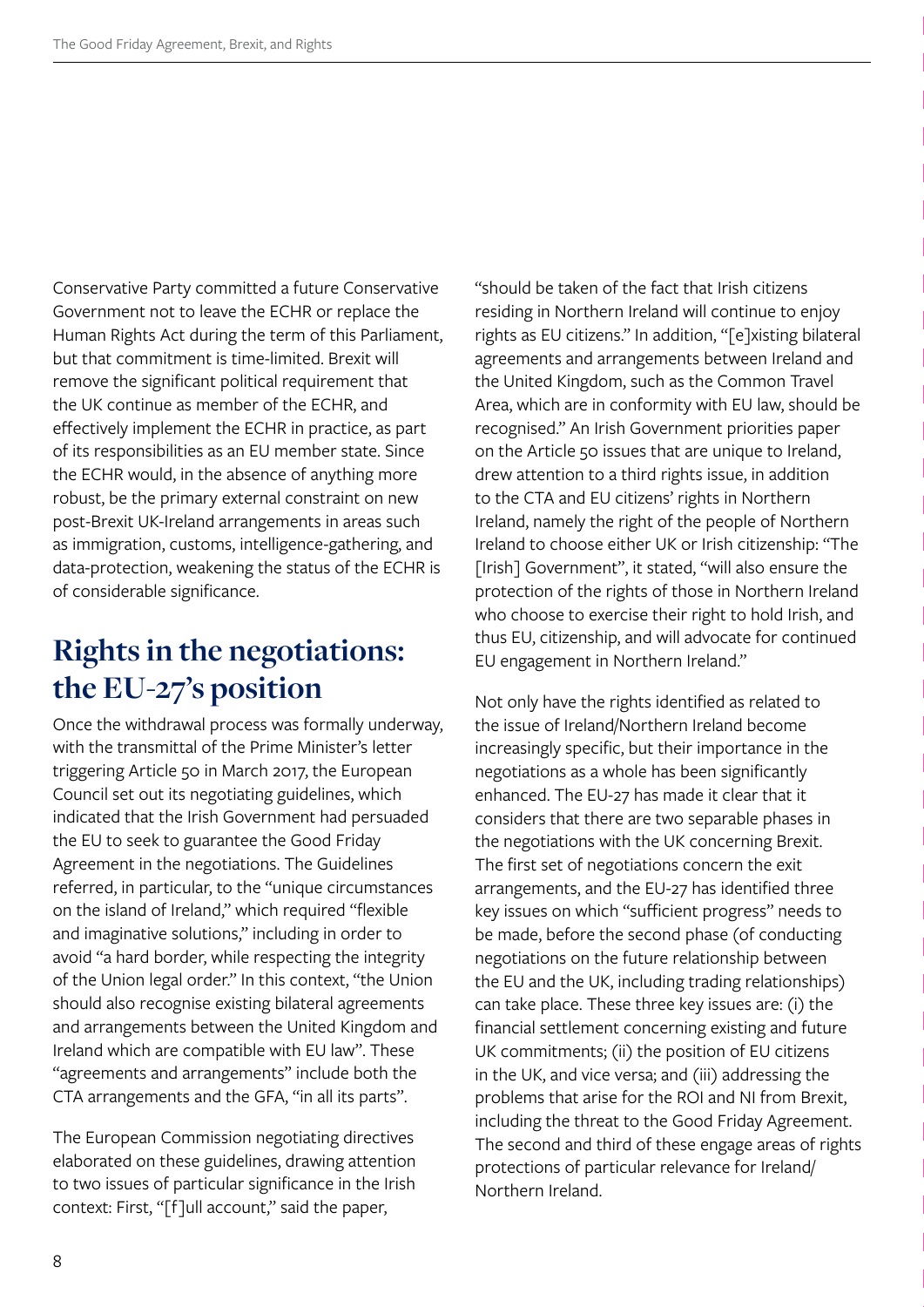Conservative Party committed a future Conservative Government not to leave the ECHR or replace the Human Rights Act during the term of this Parliament, but that commitment is time-limited. Brexit will remove the significant political requirement that the UK continue as member of the ECHR, and effectively implement the ECHR in practice, as part of its responsibilities as an EU member state. Since the ECHR would, in the absence of anything more robust, be the primary external constraint on new post-Brexit UK-Ireland arrangements in areas such as immigration, customs, intelligence-gathering, and data-protection, weakening the status of the ECHR is of considerable significance.

## Rights in the negotiations: the EU-27's position

Once the withdrawal process was formally underway, with the transmittal of the Prime Minister's letter triggering Article 50 in March 2017, the European Council set out its negotiating guidelines, which indicated that the Irish Government had persuaded the EU to seek to guarantee the Good Friday Agreement in the negotiations. The Guidelines referred, in particular, to the "unique circumstances on the island of Ireland," which required "flexible and imaginative solutions," including in order to avoid "a hard border, while respecting the integrity of the Union legal order." In this context, "the Union should also recognise existing bilateral agreements and arrangements between the United Kingdom and Ireland which are compatible with EU law". These "agreements and arrangements" include both the CTA arrangements and the GFA, "in all its parts".

The European Commission negotiating directives elaborated on these guidelines, drawing attention to two issues of particular significance in the Irish context: First, "[f]ull account," said the paper, "should be taken of the fact that Irish citizens residing in Northern Ireland will continue to enjoy rights as EU citizens." In addition, "[e]xisting bilateral agreements and arrangements between Ireland and the United Kingdom, such as the Common Travel Area, which are in conformity with EU law, should be recognised." An Irish Government priorities paper on the Article 50 issues that are unique to Ireland, drew attention to a third rights issue, in addition to the CTA and EU citizens' rights in Northern Ireland, namely the right of the people of Northern Ireland to choose either UK or Irish citizenship: "The [Irish] Government", it stated, "will also ensure the protection of the rights of those in Northern Ireland who choose to exercise their right to hold Irish, and thus EU, citizenship, and will advocate for continued EU engagement in Northern Ireland."

Not only have the rights identified as related to the issue of Ireland/Northern Ireland become increasingly specific, but their importance in the negotiations as a whole has been significantly enhanced. The EU-27 has made it clear that it considers that there are two separable phases in the negotiations with the UK concerning Brexit. The first set of negotiations concern the exit arrangements, and the EU-27 has identified three key issues on which "sufficient progress" needs to be made, before the second phase (of conducting negotiations on the future relationship between the EU and the UK, including trading relationships) can take place. These three key issues are: (i) the financial settlement concerning existing and future UK commitments; (ii) the position of EU citizens in the UK, and vice versa; and (iii) addressing the problems that arise for the ROI and NI from Brexit, including the threat to the Good Friday Agreement. The second and third of these engage areas of rights protections of particular relevance for Ireland/Northern Ireland.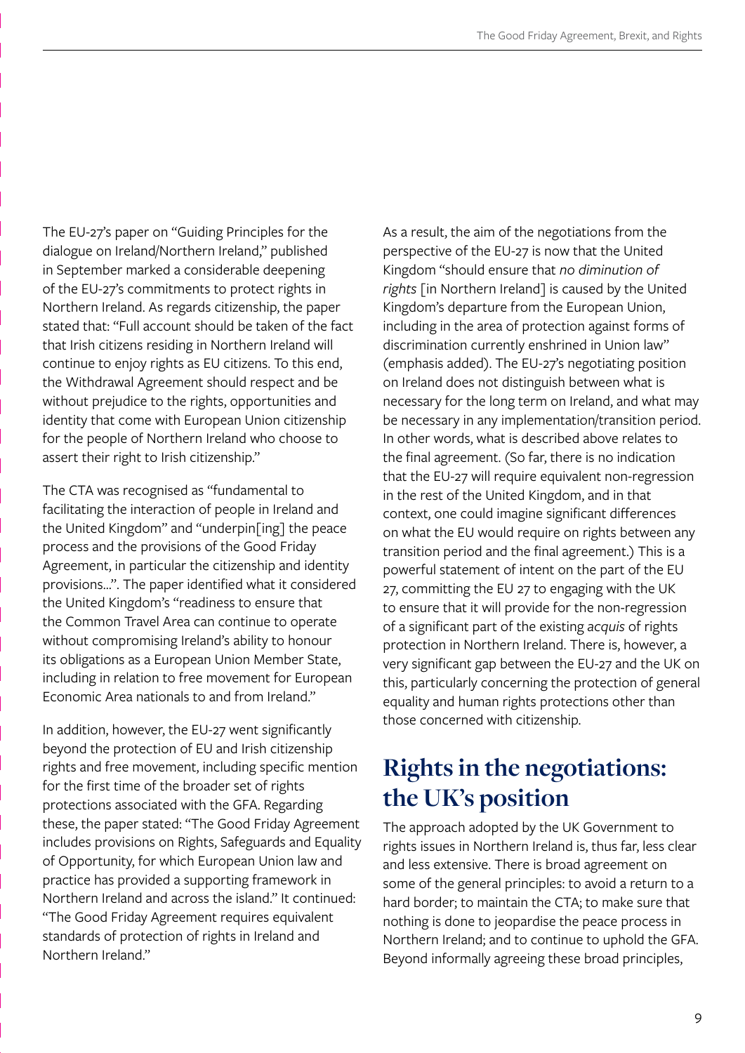The EU-27's paper on "Guiding Principles for the dialogue on Ireland/Northern Ireland," published in September marked a considerable deepening of the EU-27's commitments to protect rights in Northern Ireland. As regards citizenship, the paper stated that: "Full account should be taken of the fact that Irish citizens residing in Northern Ireland will continue to enjoy rights as EU citizens. To this end, the Withdrawal Agreement should respect and be without prejudice to the rights, opportunities and identity that come with European Union citizenship for the people of Northern Ireland who choose to assert their right to Irish citizenship."

The CTA was recognised as "fundamental to facilitating the interaction of people in Ireland and the United Kingdom" and "underpin[ing] the peace process and the provisions of the Good Friday Agreement, in particular the citizenship and identity provisions...". The paper identified what it considered the United Kingdom's "readiness to ensure that the Common Travel Area can continue to operate without compromising Ireland's ability to honour its obligations as a European Union Member State, including in relation to free movement for European Economic Area nationals to and from Ireland."

In addition, however, the EU-27 went significantly beyond the protection of EU and Irish citizenship rights and free movement, including specific mention for the first time of the broader set of rights protections associated with the GFA. Regarding these, the paper stated: "The Good Friday Agreement includes provisions on Rights, Safeguards and Equality of Opportunity, for which European Union law and practice has provided a supporting framework in Northern Ireland and across the island." It continued: "The Good Friday Agreement requires equivalent standards of protection of rights in Ireland and Northern Ireland."

As a result, the aim of the negotiations from the perspective of the EU-27 is now that the United Kingdom "should ensure that *no diminution of rights* [in Northern Ireland] is caused by the United Kingdom's departure from the European Union, including in the area of protection against forms of discrimination currently enshrined in Union law" (emphasis added). The EU-27's negotiating position on Ireland does not distinguish between what is necessary for the long term on Ireland, and what may be necessary in any implementation/transition period. In other words, what is described above relates to the final agreement. (So far, there is no indication that the EU-27 will require equivalent non-regression in the rest of the United Kingdom, and in that context, one could imagine significant differences on what the EU would require on rights between any transition period and the final agreement.) This is a powerful statement of intent on the part of the EU 27, committing the EU 27 to engaging with the UK to ensure that it will provide for the non-regression of a significant part of the existing *acquis* of rights protection in Northern Ireland. There is, however, a very significant gap between the EU-27 and the UK on this, particularly concerning the protection of general equality and human rights protections other than those concerned with citizenship.

## Rights in the negotiations: the UK's position

The approach adopted by the UK Government to rights issues in Northern Ireland is, thus far, less clear and less extensive. There is broad agreement on some of the general principles: to avoid a return to a hard border; to maintain the CTA; to make sure that nothing is done to jeopardise the peace process in Northern Ireland; and to continue to uphold the GFA. Beyond informally agreeing these broad principles,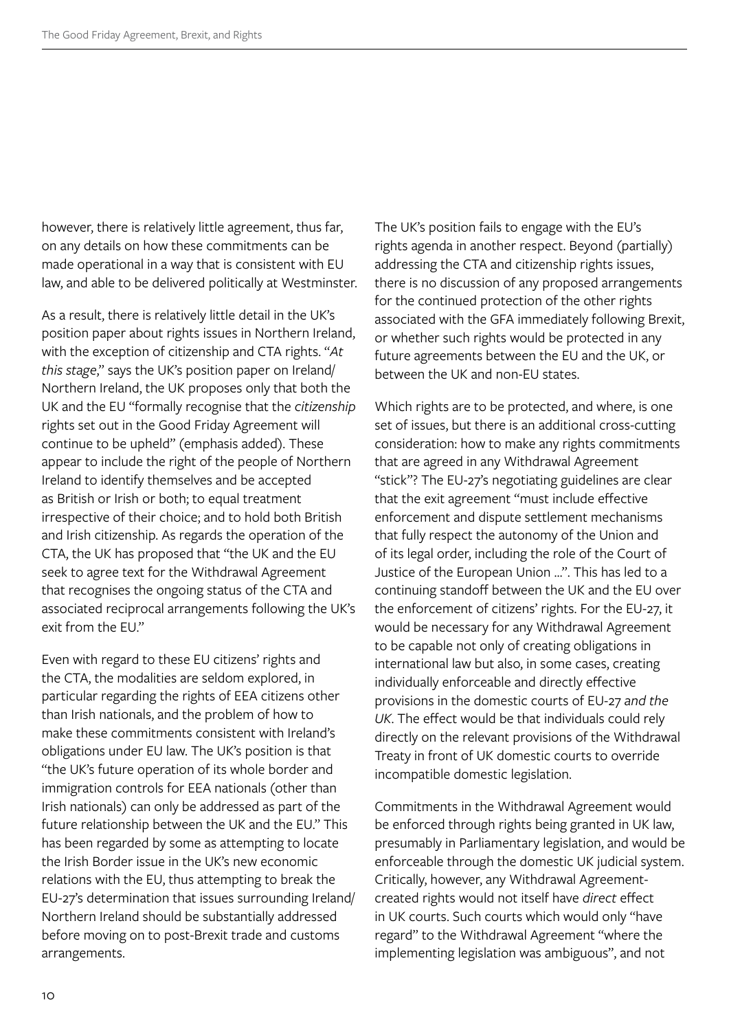however, there is relatively little agreement, thus far, on any details on how these commitments can be made operational in a way that is consistent with EU law, and able to be delivered politically at Westminster.

As a result, there is relatively little detail in the UK's position paper about rights issues in Northern Ireland, with the exception of citizenship and CTA rights. "*At this stage*," says the UK's position paper on Ireland/Northern Ireland, the UK proposes only that both the UK and the EU "formally recognise that the *citizenship* rights set out in the Good Friday Agreement will continue to be upheld" (emphasis added). These appear to include the right of the people of Northern Ireland to identify themselves and be accepted as British or Irish or both; to equal treatment irrespective of their choice; and to hold both British and Irish citizenship. As regards the operation of the CTA, the UK has proposed that "the UK and the EU seek to agree text for the Withdrawal Agreement that recognises the ongoing status of the CTA and associated reciprocal arrangements following the UK's exit from the EU."

Even with regard to these EU citizens' rights and the CTA, the modalities are seldom explored, in particular regarding the rights of EEA citizens other than Irish nationals, and the problem of how to make these commitments consistent with Ireland's obligations under EU law. The UK's position is that "the UK's future operation of its whole border and immigration controls for EEA nationals (other than Irish nationals) can only be addressed as part of the future relationship between the UK and the EU." This has been regarded by some as attempting to locate the Irish Border issue in the UK's new economic relations with the EU, thus attempting to break the EU-27's determination that issues surrounding Ireland/Northern Ireland should be substantially addressed before moving on to post-Brexit trade and customs arrangements.

The UK's position fails to engage with the EU's rights agenda in another respect. Beyond (partially) addressing the CTA and citizenship rights issues, there is no discussion of any proposed arrangements for the continued protection of the other rights associated with the GFA immediately following Brexit, or whether such rights would be protected in any future agreements between the EU and the UK, or between the UK and non-EU states.

Which rights are to be protected, and where, is one set of issues, but there is an additional cross-cutting consideration: how to make any rights commitments that are agreed in any Withdrawal Agreement "stick"? The EU-27's negotiating guidelines are clear that the exit agreement "must include effective enforcement and dispute settlement mechanisms that fully respect the autonomy of the Union and of its legal order, including the role of the Court of Justice of the European Union ...". This has led to a continuing standoff between the UK and the EU over the enforcement of citizens' rights. For the EU-27, it would be necessary for any Withdrawal Agreement to be capable not only of creating obligations in international law but also, in some cases, creating individually enforceable and directly effective provisions in the domestic courts of EU-27 *and the UK*. The effect would be that individuals could rely directly on the relevant provisions of the Withdrawal Treaty in front of UK domestic courts to override incompatible domestic legislation.

Commitments in the Withdrawal Agreement would be enforced through rights being granted in UK law, presumably in Parliamentary legislation, and would be enforceable through the domestic UK judicial system. Critically, however, any Withdrawal Agreement-created rights would not itself have *direct* effect in UK courts. Such courts which would only "have regard" to the Withdrawal Agreement "where the implementing legislation was ambiguous", and not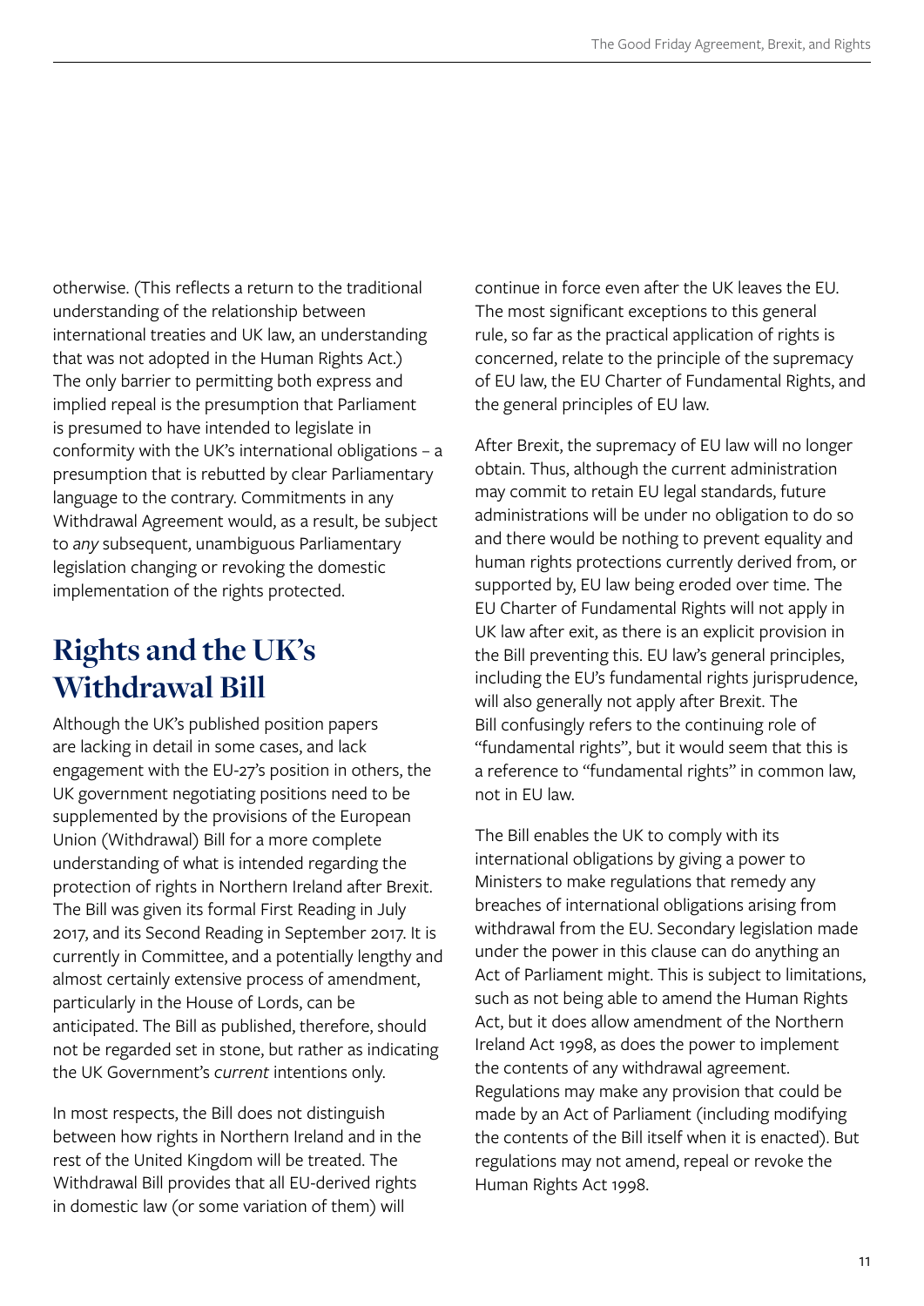otherwise. (This reflects a return to the traditional understanding of the relationship between international treaties and UK law, an understanding that was not adopted in the Human Rights Act.) The only barrier to permitting both express and implied repeal is the presumption that Parliament is presumed to have intended to legislate in conformity with the UK's international obligations – a presumption that is rebutted by clear Parliamentary language to the contrary. Commitments in any Withdrawal Agreement would, as a result, be subject to *any* subsequent, unambiguous Parliamentary legislation changing or revoking the domestic implementation of the rights protected.

## Rights and the UK's Withdrawal Bill

Although the UK's published position papers are lacking in detail in some cases, and lack engagement with the EU-27's position in others, the UK government negotiating positions need to be supplemented by the provisions of the European Union (Withdrawal) Bill for a more complete understanding of what is intended regarding the protection of rights in Northern Ireland after Brexit. The Bill was given its formal First Reading in July 2017, and its Second Reading in September 2017. It is currently in Committee, and a potentially lengthy and almost certainly extensive process of amendment, particularly in the House of Lords, can be anticipated. The Bill as published, therefore, should not be regarded set in stone, but rather as indicating the UK Government's *current* intentions only.

In most respects, the Bill does not distinguish between how rights in Northern Ireland and in the rest of the United Kingdom will be treated. The Withdrawal Bill provides that all EU-derived rights in domestic law (or some variation of them) will continue in force even after the UK leaves the EU. The most significant exceptions to this general rule, so far as the practical application of rights is concerned, relate to the principle of the supremacy of EU law, the EU Charter of Fundamental Rights, and the general principles of EU law.

After Brexit, the supremacy of EU law will no longer obtain. Thus, although the current administration may commit to retain EU legal standards, future administrations will be under no obligation to do so and there would be nothing to prevent equality and human rights protections currently derived from, or supported by, EU law being eroded over time. The EU Charter of Fundamental Rights will not apply in UK law after exit, as there is an explicit provision in the Bill preventing this. EU law's general principles, including the EU's fundamental rights jurisprudence, will also generally not apply after Brexit. The Bill confusingly refers to the continuing role of "fundamental rights", but it would seem that this is a reference to "fundamental rights" in common law, not in EU law.

The Bill enables the UK to comply with its international obligations by giving a power to Ministers to make regulations that remedy any breaches of international obligations arising from withdrawal from the EU. Secondary legislation made under the power in this clause can do anything an Act of Parliament might. This is subject to limitations, such as not being able to amend the Human Rights Act, but it does allow amendment of the Northern Ireland Act 1998, as does the power to implement the contents of any withdrawal agreement. Regulations may make any provision that could be made by an Act of Parliament (including modifying the contents of the Bill itself when it is enacted). But regulations may not amend, repeal or revoke the Human Rights Act 1998.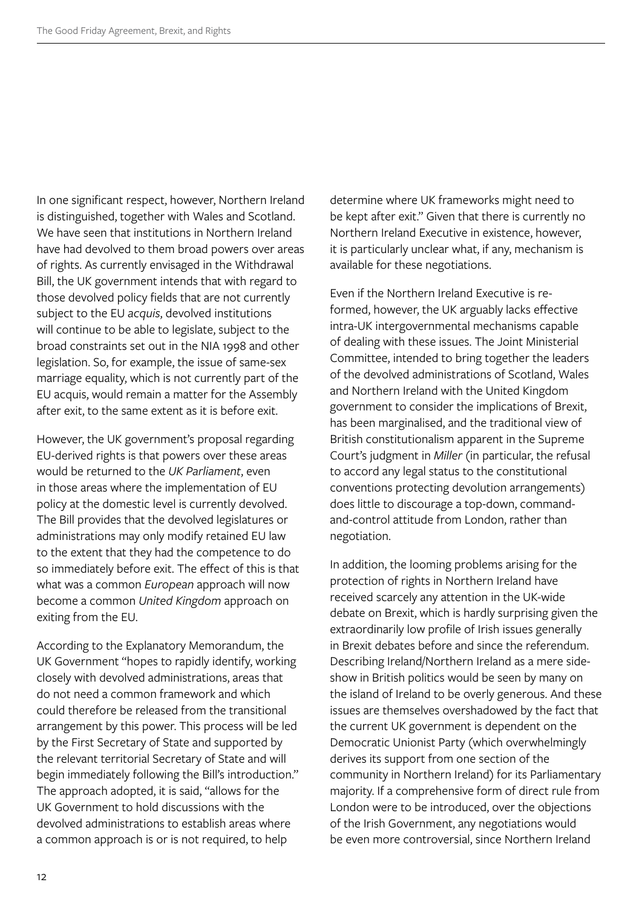In one significant respect, however, Northern Ireland is distinguished, together with Wales and Scotland. We have seen that institutions in Northern Ireland have had devolved to them broad powers over areas of rights. As currently envisaged in the Withdrawal Bill, the UK government intends that with regard to those devolved policy fields that are not currently subject to the EU *acquis*, devolved institutions will continue to be able to legislate, subject to the broad constraints set out in the NIA 1998 and other legislation. So, for example, the issue of same-sex marriage equality, which is not currently part of the EU acquis, would remain a matter for the Assembly after exit, to the same extent as it is before exit.

However, the UK government's proposal regarding EU-derived rights is that powers over these areas would be returned to the *UK Parliament*, even in those areas where the implementation of EU policy at the domestic level is currently devolved. The Bill provides that the devolved legislatures or administrations may only modify retained EU law to the extent that they had the competence to do so immediately before exit. The effect of this is that what was a common *European* approach will now become a common *United Kingdom* approach on exiting from the EU.

According to the Explanatory Memorandum, the UK Government "hopes to rapidly identify, working closely with devolved administrations, areas that do not need a common framework and which could therefore be released from the transitional arrangement by this power. This process will be led by the First Secretary of State and supported by the relevant territorial Secretary of State and will begin immediately following the Bill's introduction." The approach adopted, it is said, "allows for the UK Government to hold discussions with the devolved administrations to establish areas where a common approach is or is not required, to help determine where UK frameworks might need to be kept after exit." Given that there is currently no Northern Ireland Executive in existence, however, it is particularly unclear what, if any, mechanism is available for these negotiations.

Even if the Northern Ireland Executive is re-formed, however, the UK arguably lacks effective intra-UK intergovernmental mechanisms capable of dealing with these issues. The Joint Ministerial Committee, intended to bring together the leaders of the devolved administrations of Scotland, Wales and Northern Ireland with the United Kingdom government to consider the implications of Brexit, has been marginalised, and the traditional view of British constitutionalism apparent in the Supreme Court's judgment in *Miller* (in particular, the refusal to accord any legal status to the constitutional conventions protecting devolution arrangements) does little to discourage a top-down, command-and-control attitude from London, rather than negotiation.

In addition, the looming problems arising for the protection of rights in Northern Ireland have received scarcely any attention in the UK-wide debate on Brexit, which is hardly surprising given the extraordinarily low profile of Irish issues generally in Brexit debates before and since the referendum. Describing Ireland/Northern Ireland as a mere side-show in British politics would be seen by many on the island of Ireland to be overly generous. And these issues are themselves overshadowed by the fact that the current UK government is dependent on the Democratic Unionist Party (which overwhelmingly derives its support from one section of the community in Northern Ireland) for its Parliamentary majority. If a comprehensive form of direct rule from London were to be introduced, over the objections of the Irish Government, any negotiations would be even more controversial, since Northern Ireland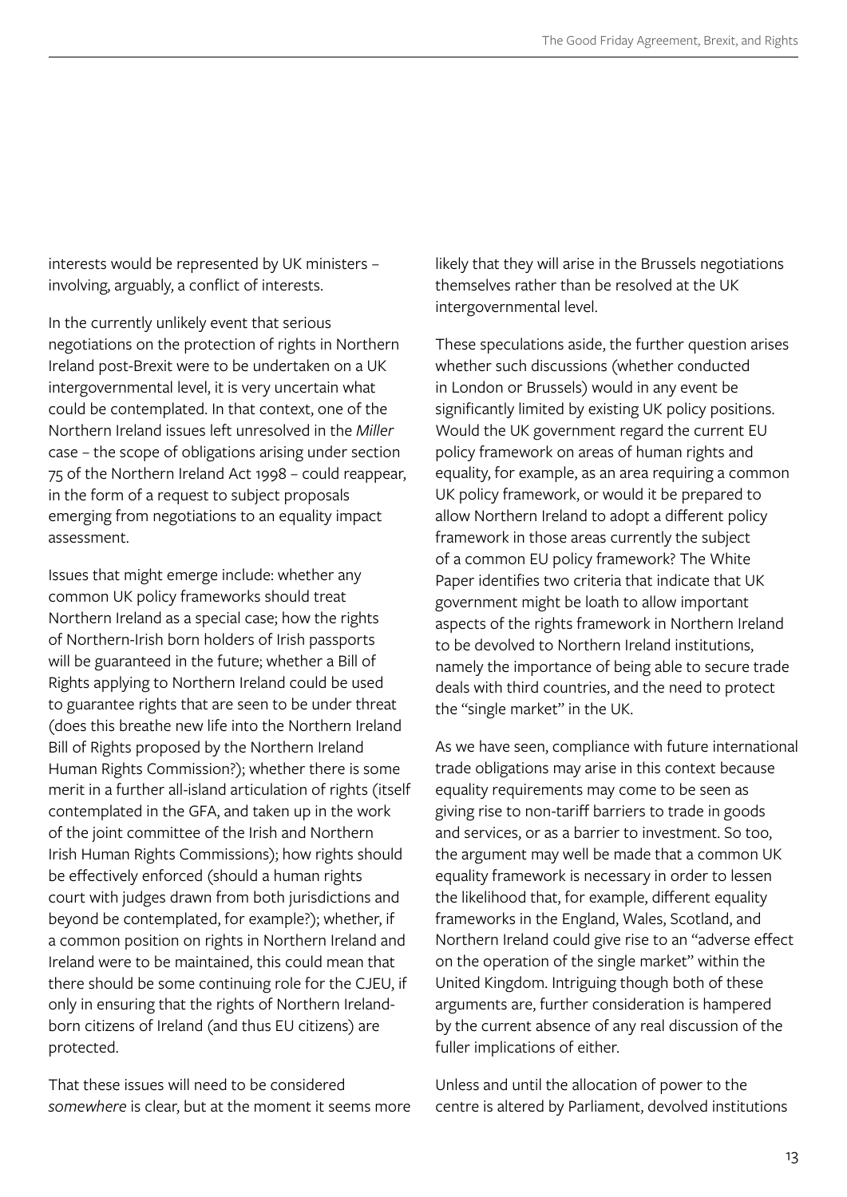interests would be represented by UK ministers – involving, arguably, a conflict of interests.

In the currently unlikely event that serious negotiations on the protection of rights in Northern Ireland post-Brexit were to be undertaken on a UK intergovernmental level, it is very uncertain what could be contemplated. In that context, one of the Northern Ireland issues left unresolved in the *Miller* case – the scope of obligations arising under section 75 of the Northern Ireland Act 1998 – could reappear, in the form of a request to subject proposals emerging from negotiations to an equality impact assessment.

Issues that might emerge include: whether any common UK policy frameworks should treat Northern Ireland as a special case; how the rights of Northern-Irish born holders of Irish passports will be guaranteed in the future; whether a Bill of Rights applying to Northern Ireland could be used to guarantee rights that are seen to be under threat (does this breathe new life into the Northern Ireland Bill of Rights proposed by the Northern Ireland Human Rights Commission?); whether there is some merit in a further all-island articulation of rights (itself contemplated in the GFA, and taken up in the work of the joint committee of the Irish and Northern Irish Human Rights Commissions); how rights should be effectively enforced (should a human rights court with judges drawn from both jurisdictions and beyond be contemplated, for example?); whether, if a common position on rights in Northern Ireland and Ireland were to be maintained, this could mean that there should be some continuing role for the CJEU, if only in ensuring that the rights of Northern Ireland-born citizens of Ireland (and thus EU citizens) are protected.

That these issues will need to be considered *somewhere* is clear, but at the moment it seems more likely that they will arise in the Brussels negotiations themselves rather than be resolved at the UK intergovernmental level.

These speculations aside, the further question arises whether such discussions (whether conducted in London or Brussels) would in any event be significantly limited by existing UK policy positions. Would the UK government regard the current EU policy framework on areas of human rights and equality, for example, as an area requiring a common UK policy framework, or would it be prepared to allow Northern Ireland to adopt a different policy framework in those areas currently the subject of a common EU policy framework? The White Paper identifies two criteria that indicate that UK government might be loath to allow important aspects of the rights framework in Northern Ireland to be devolved to Northern Ireland institutions, namely the importance of being able to secure trade deals with third countries, and the need to protect the "single market" in the UK.

As we have seen, compliance with future international trade obligations may arise in this context because equality requirements may come to be seen as giving rise to non-tariff barriers to trade in goods and services, or as a barrier to investment. So too, the argument may well be made that a common UK equality framework is necessary in order to lessen the likelihood that, for example, different equality frameworks in the England, Wales, Scotland, and Northern Ireland could give rise to an "adverse effect on the operation of the single market" within the United Kingdom. Intriguing though both of these arguments are, further consideration is hampered by the current absence of any real discussion of the fuller implications of either.

Unless and until the allocation of power to the centre is altered by Parliament, devolved institutions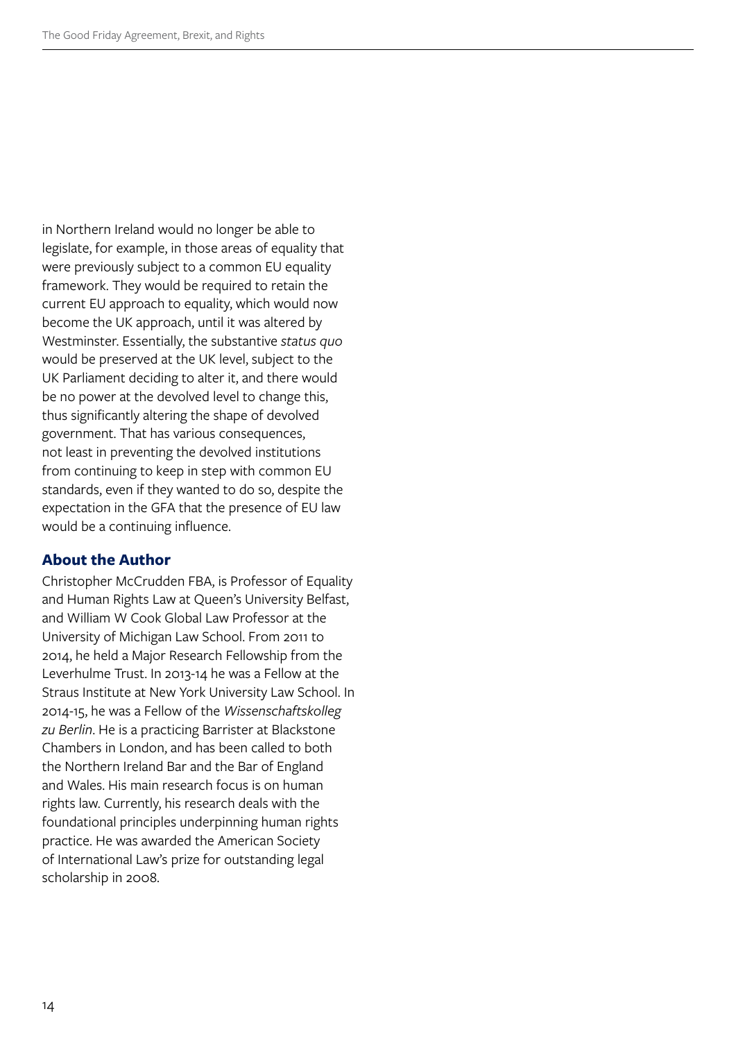in Northern Ireland would no longer be able to legislate, for example, in those areas of equality that were previously subject to a common EU equality framework. They would be required to retain the current EU approach to equality, which would now become the UK approach, until it was altered by Westminster. Essentially, the substantive *status quo* would be preserved at the UK level, subject to the UK Parliament deciding to alter it, and there would be no power at the devolved level to change this, thus significantly altering the shape of devolved government. That has various consequences, not least in preventing the devolved institutions from continuing to keep in step with common EU standards, even if they wanted to do so, despite the expectation in the GFA that the presence of EU law would be a continuing influence.

## About the Author

Christopher McCrudden FBA, is Professor of Equality and Human Rights Law at Queen's University Belfast, and William W Cook Global Law Professor at the University of Michigan Law School. From 2011 to 2014, he held a Major Research Fellowship from the Leverhulme Trust. In 2013-14 he was a Fellow at the Straus Institute at New York University Law School. In 2014-15, he was a Fellow of the *Wissenschaftskolleg zu Berlin*. He is a practicing Barrister at Blackstone Chambers in London, and has been called to both the Northern Ireland Bar and the Bar of England and Wales. His main research focus is on human rights law. Currently, his research deals with the foundational principles underpinning human rights practice. He was awarded the American Society of International Law's prize for outstanding legal scholarship in 2008.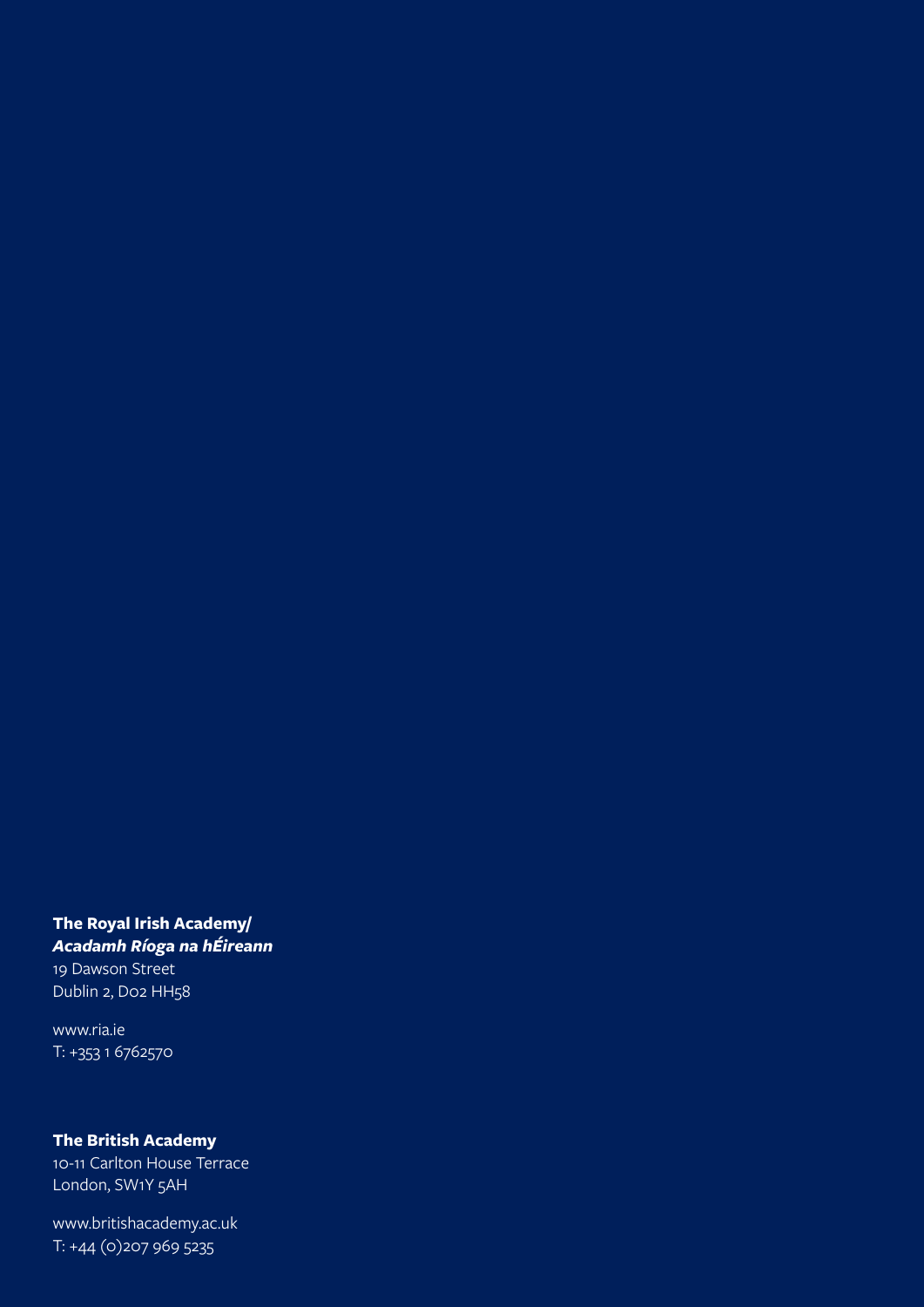**The Royal Irish Academy/**
***Acadamh Ríoga na hÉireann***
19 Dawson Street
Dublin 2, D02 HH58

www.ria.ie
T: +353 1 6762570

**The British Academy**
10-11 Carlton House Terrace
London, SW1Y 5AH

www.britishacademy.ac.uk
T: +44 (0)207 969 5235